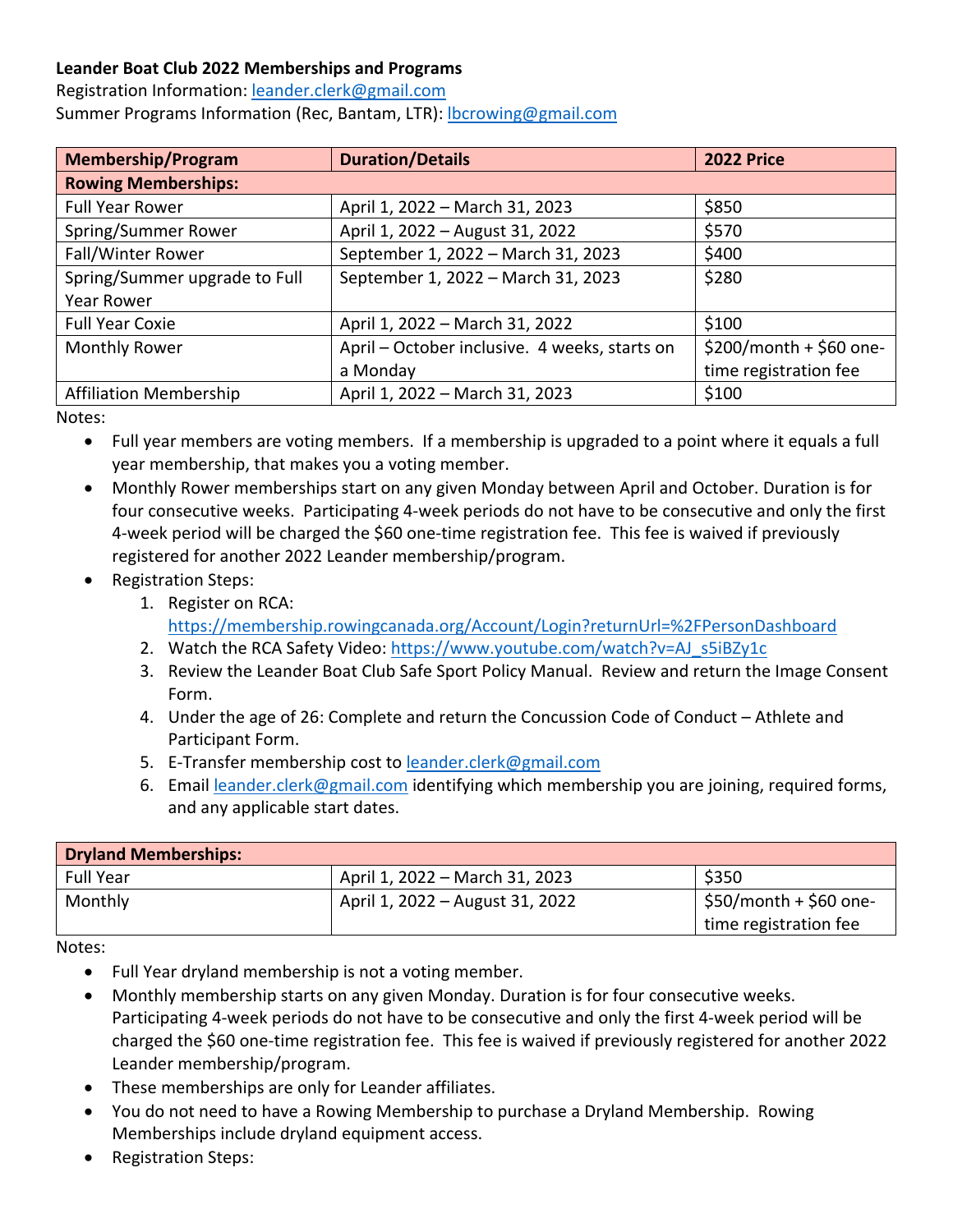**Leander Boat Club 2022 Memberships and Programs**

Registration Information: leander.clerk@gmail.com

Summer Programs Information (Rec, Bantam, LTR): lbcrowing@gmail.com

| Membership/Program | Duration/Details | 2022 Price |
|---|---|---|
| **Rowing Memberships:** | | |
| Full Year Rower | April 1, 2022 – March 31, 2023 | $850 |
| Spring/Summer Rower | April 1, 2022 – August 31, 2022 | $570 |
| Fall/Winter Rower | September 1, 2022 – March 31, 2023 | $400 |
| Spring/Summer upgrade to Full Year Rower | September 1, 2022 – March 31, 2023 | $280 |
| Full Year Coxie | April 1, 2022 – March 31, 2022 | $100 |
| Monthly Rower | April – October inclusive. 4 weeks, starts on a Monday | $200/month + $60 one-time registration fee |
| Affiliation Membership | April 1, 2022 – March 31, 2023 | $100 |

Notes:

- Full year members are voting members. If a membership is upgraded to a point where it equals a full year membership, that makes you a voting member.
- Monthly Rower memberships start on any given Monday between April and October. Duration is for four consecutive weeks. Participating 4-week periods do not have to be consecutive and only the first 4-week period will be charged the $60 one-time registration fee. This fee is waived if previously registered for another 2022 Leander membership/program.
- Registration Steps:
  1. Register on RCA: https://membership.rowingcanada.org/Account/Login?returnUrl=%2FPersonDashboard
  2. Watch the RCA Safety Video: https://www.youtube.com/watch?v=AJ_s5iBZy1c
  3. Review the Leander Boat Club Safe Sport Policy Manual. Review and return the Image Consent Form.
  4. Under the age of 26: Complete and return the Concussion Code of Conduct – Athlete and Participant Form.
  5. E-Transfer membership cost to leander.clerk@gmail.com
  6. Email leander.clerk@gmail.com identifying which membership you are joining, required forms, and any applicable start dates.

| **Dryland Memberships:** | | |
|---|---|---|
| Full Year | April 1, 2022 – March 31, 2023 | $350 |
| Monthly | April 1, 2022 – August 31, 2022 | $50/month + $60 one-time registration fee |

Notes:

- Full Year dryland membership is not a voting member.
- Monthly membership starts on any given Monday. Duration is for four consecutive weeks. Participating 4-week periods do not have to be consecutive and only the first 4-week period will be charged the $60 one-time registration fee. This fee is waived if previously registered for another 2022 Leander membership/program.
- These memberships are only for Leander affiliates.
- You do not need to have a Rowing Membership to purchase a Dryland Membership. Rowing Memberships include dryland equipment access.
- Registration Steps: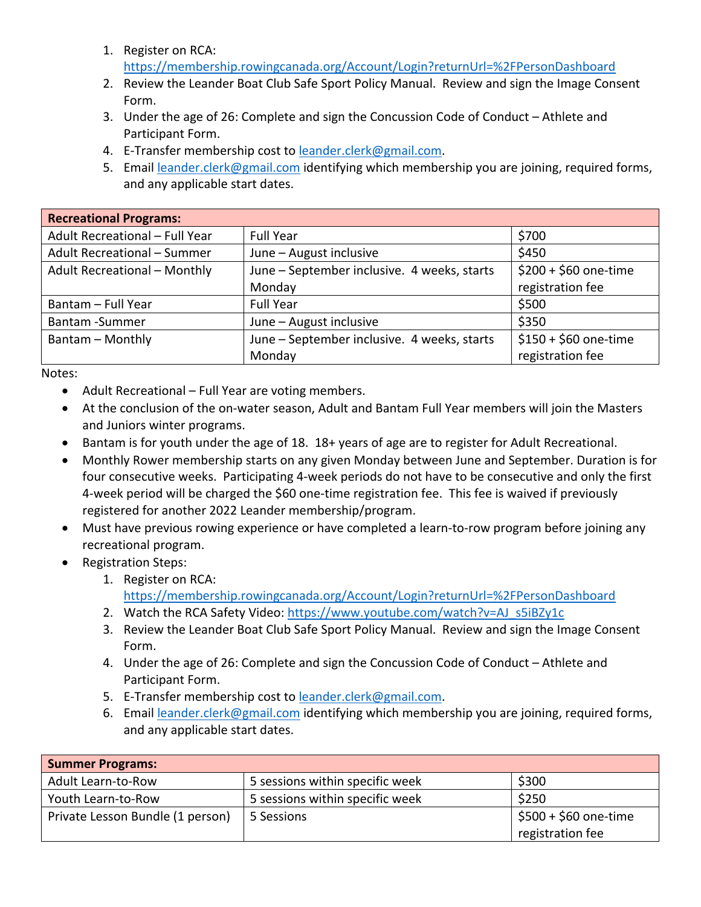1. Register on RCA: https://membership.rowingcanada.org/Account/Login?returnUrl=%2FPersonDashboard
2. Review the Leander Boat Club Safe Sport Policy Manual. Review and sign the Image Consent Form.
3. Under the age of 26: Complete and sign the Concussion Code of Conduct – Athlete and Participant Form.
4. E-Transfer membership cost to leander.clerk@gmail.com.
5. Email leander.clerk@gmail.com identifying which membership you are joining, required forms, and any applicable start dates.

| **Recreational Programs:** | | |
|---|---|---|
| Adult Recreational – Full Year | Full Year | $700 |
| Adult Recreational – Summer | June – August inclusive | $450 |
| Adult Recreational – Monthly | June – September inclusive. 4 weeks, starts Monday | $200 + $60 one-time registration fee |
| Bantam – Full Year | Full Year | $500 |
| Bantam -Summer | June – August inclusive | $350 |
| Bantam – Monthly | June – September inclusive. 4 weeks, starts Monday | $150 + $60 one-time registration fee |

Notes:

- Adult Recreational – Full Year are voting members.
- At the conclusion of the on-water season, Adult and Bantam Full Year members will join the Masters and Juniors winter programs.
- Bantam is for youth under the age of 18. 18+ years of age are to register for Adult Recreational.
- Monthly Rower membership starts on any given Monday between June and September. Duration is for four consecutive weeks. Participating 4-week periods do not have to be consecutive and only the first 4-week period will be charged the $60 one-time registration fee. This fee is waived if previously registered for another 2022 Leander membership/program.
- Must have previous rowing experience or have completed a learn-to-row program before joining any recreational program.
- Registration Steps:
  1. Register on RCA: https://membership.rowingcanada.org/Account/Login?returnUrl=%2FPersonDashboard
  2. Watch the RCA Safety Video: https://www.youtube.com/watch?v=AJ_s5iBZy1c
  3. Review the Leander Boat Club Safe Sport Policy Manual. Review and sign the Image Consent Form.
  4. Under the age of 26: Complete and sign the Concussion Code of Conduct – Athlete and Participant Form.
  5. E-Transfer membership cost to leander.clerk@gmail.com.
  6. Email leander.clerk@gmail.com identifying which membership you are joining, required forms, and any applicable start dates.

| **Summer Programs:** | | |
|---|---|---|
| Adult Learn-to-Row | 5 sessions within specific week | $300 |
| Youth Learn-to-Row | 5 sessions within specific week | $250 |
| Private Lesson Bundle (1 person) | 5 Sessions | $500 + $60 one-time registration fee |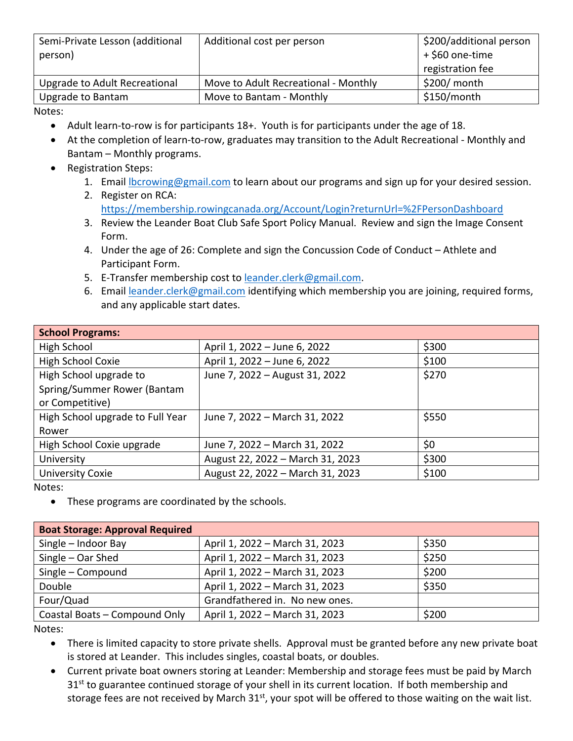| | | |
|---|---|---|
| Semi-Private Lesson (additional person) | Additional cost per person | $200/additional person + $60 one-time registration fee |
| Upgrade to Adult Recreational | Move to Adult Recreational - Monthly | $200/ month |
| Upgrade to Bantam | Move to Bantam - Monthly | $150/month |

Notes:

- Adult learn-to-row is for participants 18+. Youth is for participants under the age of 18.
- At the completion of learn-to-row, graduates may transition to the Adult Recreational - Monthly and Bantam – Monthly programs.
- Registration Steps:
  1. Email lbcrowing@gmail.com to learn about our programs and sign up for your desired session.
  2. Register on RCA: https://membership.rowingcanada.org/Account/Login?returnUrl=%2FPersonDashboard
  3. Review the Leander Boat Club Safe Sport Policy Manual. Review and sign the Image Consent Form.
  4. Under the age of 26: Complete and sign the Concussion Code of Conduct – Athlete and Participant Form.
  5. E-Transfer membership cost to leander.clerk@gmail.com.
  6. Email leander.clerk@gmail.com identifying which membership you are joining, required forms, and any applicable start dates.

| **School Programs:** | | |
|---|---|---|
| High School | April 1, 2022 – June 6, 2022 | $300 |
| High School Coxie | April 1, 2022 – June 6, 2022 | $100 |
| High School upgrade to Spring/Summer Rower (Bantam or Competitive) | June 7, 2022 – August 31, 2022 | $270 |
| High School upgrade to Full Year Rower | June 7, 2022 – March 31, 2022 | $550 |
| High School Coxie upgrade | June 7, 2022 – March 31, 2022 | $0 |
| University | August 22, 2022 – March 31, 2023 | $300 |
| University Coxie | August 22, 2022 – March 31, 2023 | $100 |

Notes:

- These programs are coordinated by the schools.

| **Boat Storage: Approval Required** | | |
|---|---|---|
| Single – Indoor Bay | April 1, 2022 – March 31, 2023 | $350 |
| Single – Oar Shed | April 1, 2022 – March 31, 2023 | $250 |
| Single – Compound | April 1, 2022 – March 31, 2023 | $200 |
| Double | April 1, 2022 – March 31, 2023 | $350 |
| Four/Quad | Grandfathered in. No new ones. | |
| Coastal Boats – Compound Only | April 1, 2022 – March 31, 2023 | $200 |

Notes:

- There is limited capacity to store private shells. Approval must be granted before any new private boat is stored at Leander. This includes singles, coastal boats, or doubles.
- Current private boat owners storing at Leander: Membership and storage fees must be paid by March 31st to guarantee continued storage of your shell in its current location. If both membership and storage fees are not received by March 31st, your spot will be offered to those waiting on the wait list.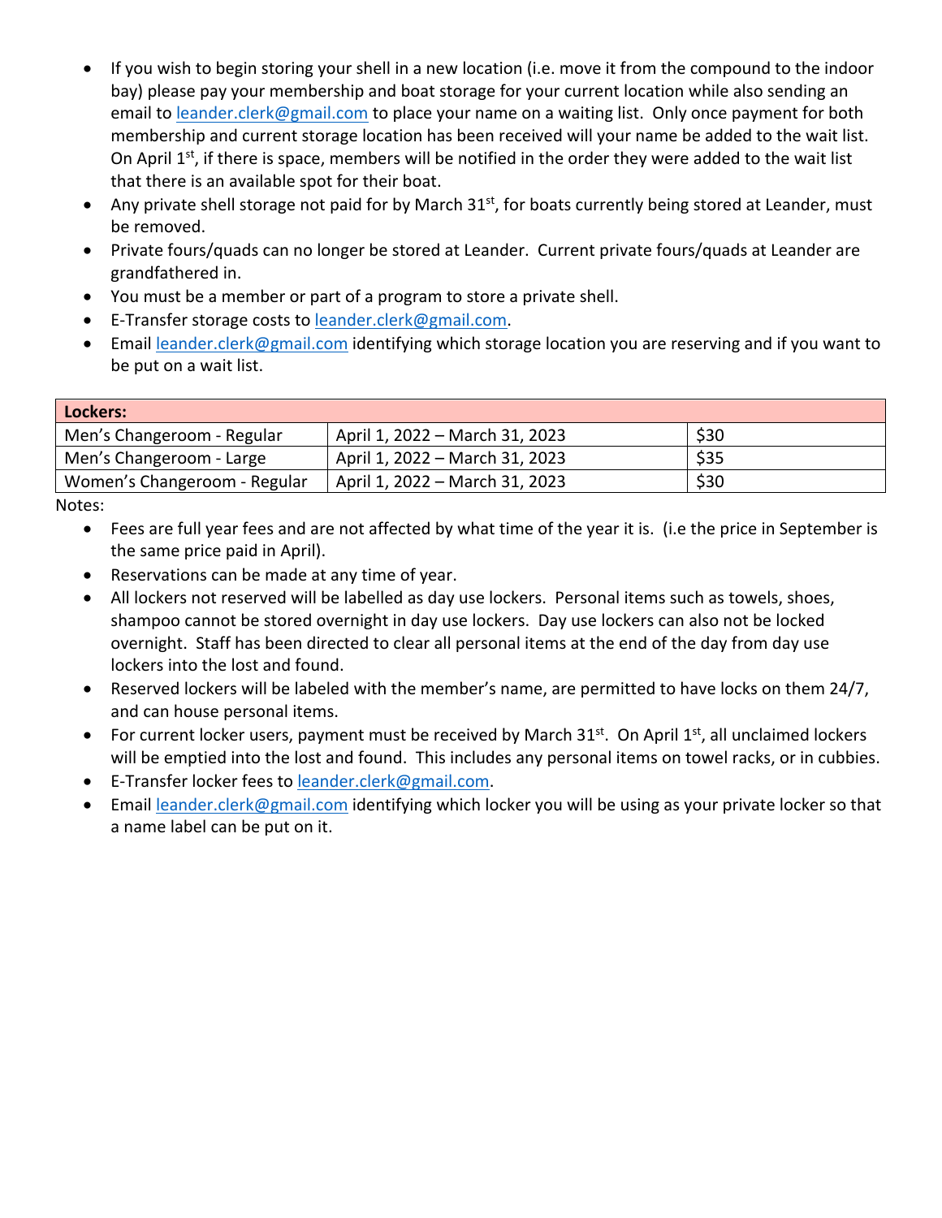- If you wish to begin storing your shell in a new location (i.e. move it from the compound to the indoor bay) please pay your membership and boat storage for your current location while also sending an email to leander.clerk@gmail.com to place your name on a waiting list. Only once payment for both membership and current storage location has been received will your name be added to the wait list. On April 1st, if there is space, members will be notified in the order they were added to the wait list that there is an available spot for their boat.
- Any private shell storage not paid for by March 31st, for boats currently being stored at Leander, must be removed.
- Private fours/quads can no longer be stored at Leander. Current private fours/quads at Leander are grandfathered in.
- You must be a member or part of a program to store a private shell.
- E-Transfer storage costs to leander.clerk@gmail.com.
- Email leander.clerk@gmail.com identifying which storage location you are reserving and if you want to be put on a wait list.

| **Lockers:** | | |
|---|---|---|
| Men's Changeroom - Regular | April 1, 2022 – March 31, 2023 | $30 |
| Men's Changeroom - Large | April 1, 2022 – March 31, 2023 | $35 |
| Women's Changeroom - Regular | April 1, 2022 – March 31, 2023 | $30 |

Notes:

- Fees are full year fees and are not affected by what time of the year it is. (i.e the price in September is the same price paid in April).
- Reservations can be made at any time of year.
- All lockers not reserved will be labelled as day use lockers. Personal items such as towels, shoes, shampoo cannot be stored overnight in day use lockers. Day use lockers can also not be locked overnight. Staff has been directed to clear all personal items at the end of the day from day use lockers into the lost and found.
- Reserved lockers will be labeled with the member's name, are permitted to have locks on them 24/7, and can house personal items.
- For current locker users, payment must be received by March 31st. On April 1st, all unclaimed lockers will be emptied into the lost and found. This includes any personal items on towel racks, or in cubbies.
- E-Transfer locker fees to leander.clerk@gmail.com.
- Email leander.clerk@gmail.com identifying which locker you will be using as your private locker so that a name label can be put on it.